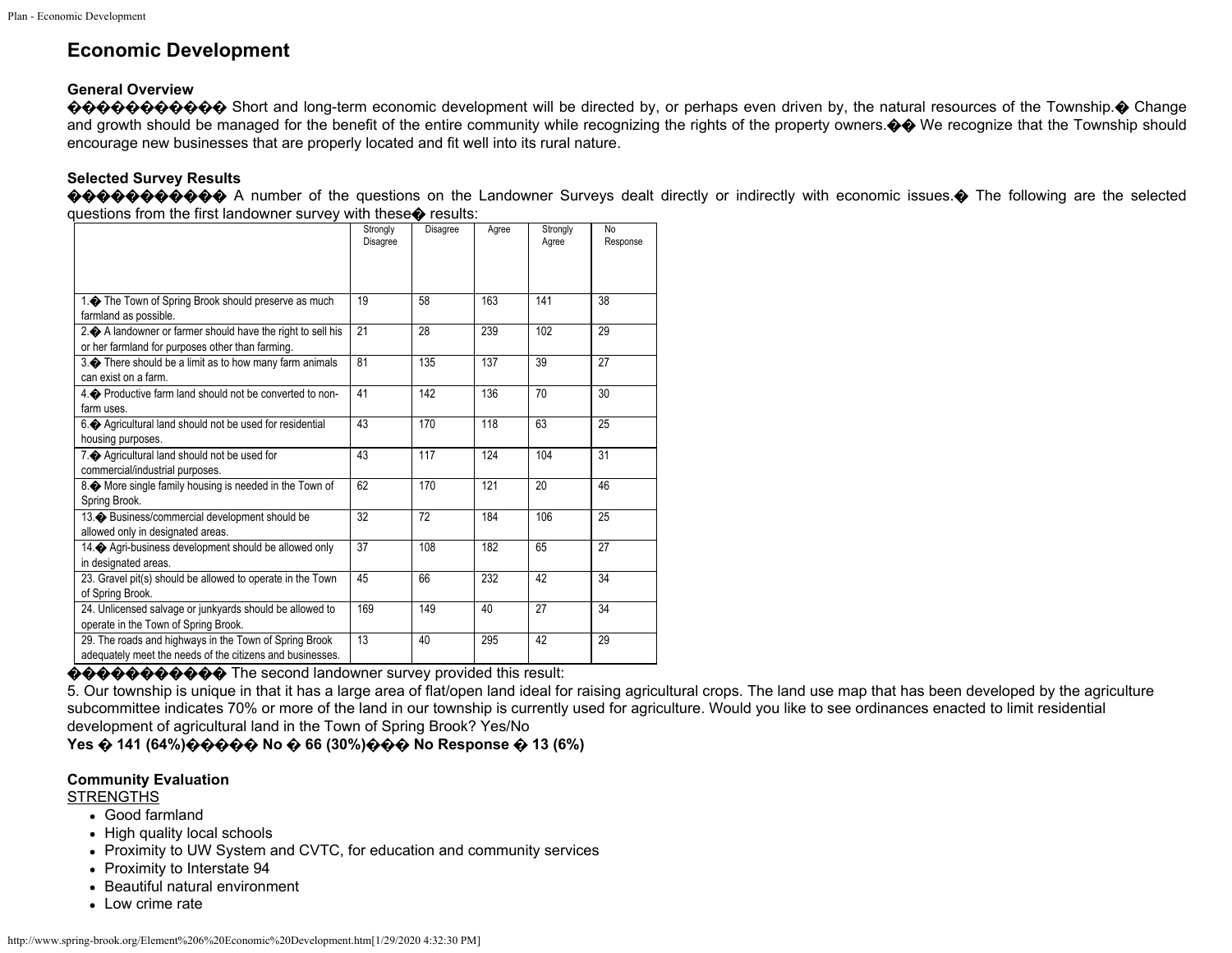# Economic Development

### General Overview

Short and long-term economic development will be directed by, or perhaps even driven by, the natural resources of the Township. Change and growth should be managed for the benefit of the entire community while recognizing the rights of the property owners. We recognize that the Township should encourage new businesses that are properly located and fit well into its rural nature.

### Selected Survey Results

A number of the questions on the Landowner Surveys dealt directly or indirectly with economic issues. The following are the selected questions from the first landowner survey with these results:

| | Strongly Disagree | Disagree | Agree | Strongly Agree | No Response |
|---|---|---|---|---|---|
| 1. The Town of Spring Brook should preserve as much farmland as possible. | 19 | 58 | 163 | 141 | 38 |
| 2. A landowner or farmer should have the right to sell his or her farmland for purposes other than farming. | 21 | 28 | 239 | 102 | 29 |
| 3. There should be a limit as to how many farm animals can exist on a farm. | 81 | 135 | 137 | 39 | 27 |
| 4. Productive farm land should not be converted to non-farm uses. | 41 | 142 | 136 | 70 | 30 |
| 6. Agricultural land should not be used for residential housing purposes. | 43 | 170 | 118 | 63 | 25 |
| 7. Agricultural land should not be used for commercial/industrial purposes. | 43 | 117 | 124 | 104 | 31 |
| 8. More single family housing is needed in the Town of Spring Brook. | 62 | 170 | 121 | 20 | 46 |
| 13. Business/commercial development should be allowed only in designated areas. | 32 | 72 | 184 | 106 | 25 |
| 14. Agri-business development should be allowed only in designated areas. | 37 | 108 | 182 | 65 | 27 |
| 23. Gravel pit(s) should be allowed to operate in the Town of Spring Brook. | 45 | 66 | 232 | 42 | 34 |
| 24. Unlicensed salvage or junkyards should be allowed to operate in the Town of Spring Brook. | 169 | 149 | 40 | 27 | 34 |
| 29. The roads and highways in the Town of Spring Brook adequately meet the needs of the citizens and businesses. | 13 | 40 | 295 | 42 | 29 |

The second landowner survey provided this result:

5. Our township is unique in that it has a large area of flat/open land ideal for raising agricultural crops. The land use map that has been developed by the agriculture subcommittee indicates 70% or more of the land in our township is currently used for agriculture. Would you like to see ordinances enacted to limit residential development of agricultural land in the Town of Spring Brook? Yes/No

**Yes 141 (64%) No 66 (30%) No Response 13 (6%)**

### Community Evaluation

STRENGTHS

- Good farmland
- High quality local schools
- Proximity to UW System and CVTC, for education and community services
- Proximity to Interstate 94
- Beautiful natural environment
- Low crime rate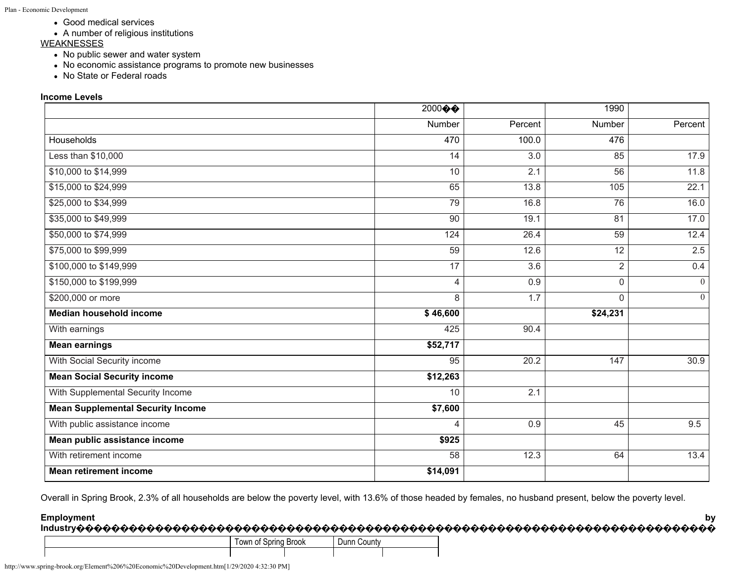- Good medical services
- A number of religious institutions

WEAKNESSES

- No public sewer and water system
- No economic assistance programs to promote new businesses
- No State or Federal roads

**Income Levels**

| | 2000�� | | 1990 | |
|---|---|---|---|---|
| | Number | Percent | Number | Percent |
| Households | 470 | 100.0 | 476 | |
| Less than $10,000 | 14 | 3.0 | 85 | 17.9 |
| $10,000 to $14,999 | 10 | 2.1 | 56 | 11.8 |
| $15,000 to $24,999 | 65 | 13.8 | 105 | 22.1 |
| $25,000 to $34,999 | 79 | 16.8 | 76 | 16.0 |
| $35,000 to $49,999 | 90 | 19.1 | 81 | 17.0 |
| $50,000 to $74,999 | 124 | 26.4 | 59 | 12.4 |
| $75,000 to $99,999 | 59 | 12.6 | 12 | 2.5 |
| $100,000 to $149,999 | 17 | 3.6 | 2 | 0.4 |
| $150,000 to $199,999 | 4 | 0.9 | 0 | 0 |
| $200,000 or more | 8 | 1.7 | 0 | 0 |
| **Median household income** | **$ 46,600** | | **$24,231** | |
| With earnings | 425 | 90.4 | | |
| **Mean earnings** | **$52,717** | | | |
| With Social Security income | 95 | 20.2 | 147 | 30.9 |
| **Mean Social Security income** | **$12,263** | | | |
| With Supplemental Security Income | 10 | 2.1 | | |
| **Mean Supplemental Security Income** | **$7,600** | | | |
| With public assistance income | 4 | 0.9 | 45 | 9.5 |
| **Mean public assistance income** | **$925** | | | |
| With retirement income | 58 | 12.3 | 64 | 13.4 |
| **Mean retirement income** | **$14,091** | | | |

Overall in Spring Brook, 2.3% of all households are below the poverty level, with 13.6% of those headed by females, no husband present, below the poverty level.

**Employment by Industry**

| Town of Spring Brook | | Dunn County | |
|---|---|---|---|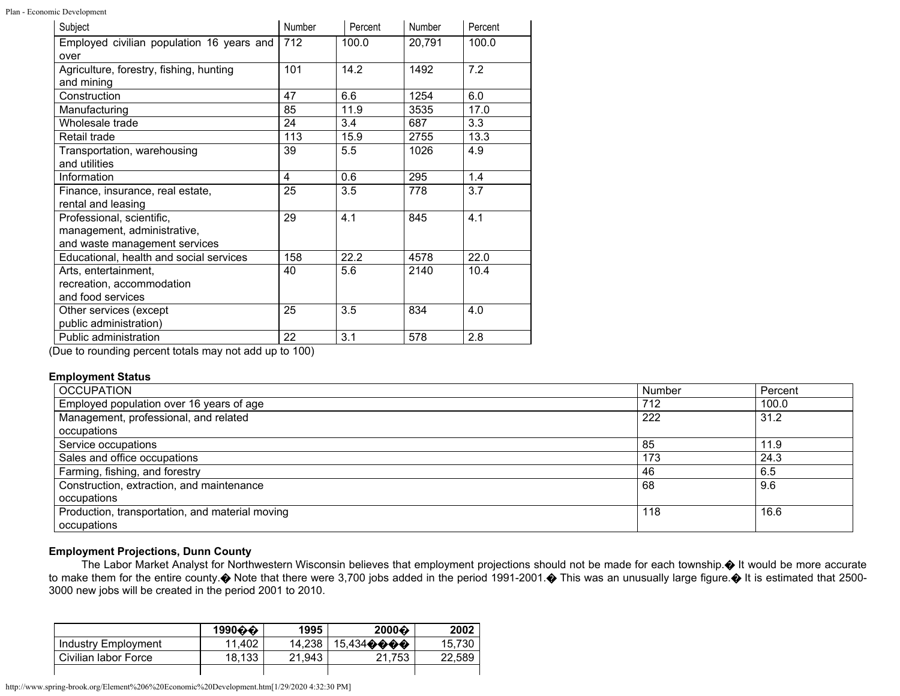| Subject | Number | Percent | Number | Percent |
|---|---|---|---|---|
| Employed civilian population 16 years and over | 712 | 100.0 | 20,791 | 100.0 |
| Agriculture, forestry, fishing, hunting and mining | 101 | 14.2 | 1492 | 7.2 |
| Construction | 47 | 6.6 | 1254 | 6.0 |
| Manufacturing | 85 | 11.9 | 3535 | 17.0 |
| Wholesale trade | 24 | 3.4 | 687 | 3.3 |
| Retail trade | 113 | 15.9 | 2755 | 13.3 |
| Transportation, warehousing and utilities | 39 | 5.5 | 1026 | 4.9 |
| Information | 4 | 0.6 | 295 | 1.4 |
| Finance, insurance, real estate, rental and leasing | 25 | 3.5 | 778 | 3.7 |
| Professional, scientific, management, administrative, and waste management services | 29 | 4.1 | 845 | 4.1 |
| Educational, health and social services | 158 | 22.2 | 4578 | 22.0 |
| Arts, entertainment, recreation, accommodation and food services | 40 | 5.6 | 2140 | 10.4 |
| Other services (except public administration) | 25 | 3.5 | 834 | 4.0 |
| Public administration | 22 | 3.1 | 578 | 2.8 |

(Due to rounding percent totals may not add up to 100)

**Employment Status**

| OCCUPATION | Number | Percent |
|---|---|---|
| Employed population over 16 years of age | 712 | 100.0 |
| Management, professional, and related occupations | 222 | 31.2 |
| Service occupations | 85 | 11.9 |
| Sales and office occupations | 173 | 24.3 |
| Farming, fishing, and forestry | 46 | 6.5 |
| Construction, extraction, and maintenance occupations | 68 | 9.6 |
| Production, transportation, and material moving occupations | 118 | 16.6 |

**Employment Projections, Dunn County**

The Labor Market Analyst for Northwestern Wisconsin believes that employment projections should not be made for each township.� It would be more accurate to make them for the entire county.� Note that there were 3,700 jobs added in the period 1991-2001.� This was an unusually large figure.� It is estimated that 2500-3000 new jobs will be created in the period 2001 to 2010.

| | 1990�� | 1995 | 2000� | 2002 |
|---|---|---|---|---|
| Industry Employment | 11,402 | 14,238 | 15,434���� | 15,730 |
| Civilian labor Force | 18,133 | 21,943 | 21,753 | 22,589 |
| | | | | |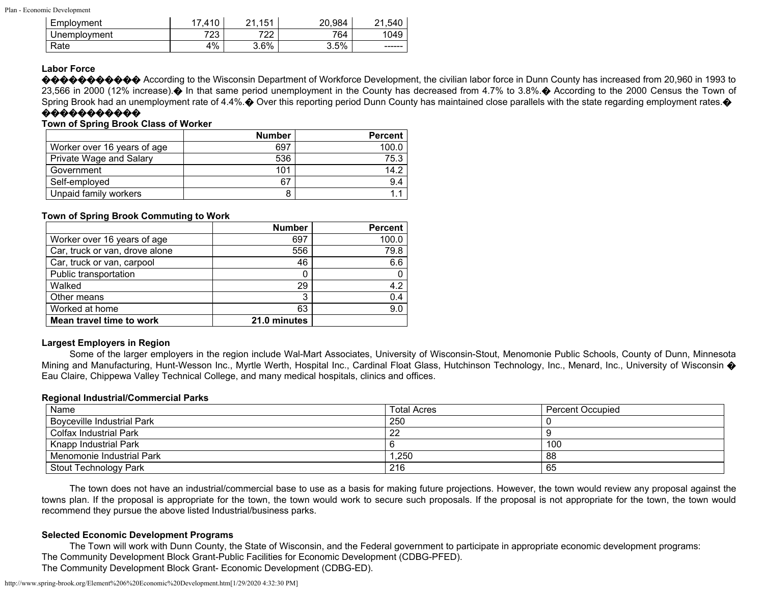| Employment | 17,410 | 21,151 | 20,984 | 21,540 |
|---|---|---|---|---|
| Unemployment | 723 | 722 | 764 | 1049 |
| Rate | 4% | 3.6% | 3.5% | ------ |

### Labor Force

According to the Wisconsin Department of Workforce Development, the civilian labor force in Dunn County has increased from 20,960 in 1993 to 23,566 in 2000 (12% increase). In that same period unemployment in the County has decreased from 4.7% to 3.8%. According to the 2000 Census the Town of Spring Brook had an unemployment rate of 4.4%. Over this reporting period Dunn County has maintained close parallels with the state regarding employment rates.

### Town of Spring Brook Class of Worker

| | Number | Percent |
|---|---|---|
| Worker over 16 years of age | 697 | 100.0 |
| Private Wage and Salary | 536 | 75.3 |
| Government | 101 | 14.2 |
| Self-employed | 67 | 9.4 |
| Unpaid family workers | 8 | 1.1 |

### Town of Spring Brook Commuting to Work

| | Number | Percent |
|---|---|---|
| Worker over 16 years of age | 697 | 100.0 |
| Car, truck or van, drove alone | 556 | 79.8 |
| Car, truck or van, carpool | 46 | 6.6 |
| Public transportation | 0 | 0 |
| Walked | 29 | 4.2 |
| Other means | 3 | 0.4 |
| Worked at home | 63 | 9.0 |
| **Mean travel time to work** | **21.0 minutes** | |

### Largest Employers in Region

Some of the larger employers in the region include Wal-Mart Associates, University of Wisconsin-Stout, Menomonie Public Schools, County of Dunn, Minnesota Mining and Manufacturing, Hunt-Wesson Inc., Myrtle Werth, Hospital Inc., Cardinal Float Glass, Hutchinson Technology, Inc., Menard, Inc., University of Wisconsin – Eau Claire, Chippewa Valley Technical College, and many medical hospitals, clinics and offices.

### Regional Industrial/Commercial Parks

| Name | Total Acres | Percent Occupied |
|---|---|---|
| Boyceville Industrial Park | 250 | 0 |
| Colfax Industrial Park | 22 | 9 |
| Knapp Industrial Park | 6 | 100 |
| Menomonie Industrial Park | 1,250 | 88 |
| Stout Technology Park | 216 | 65 |

The town does not have an industrial/commercial base to use as a basis for making future projections. However, the town would review any proposal against the towns plan. If the proposal is appropriate for the town, the town would work to secure such proposals. If the proposal is not appropriate for the town, the town would recommend they pursue the above listed Industrial/business parks.

### Selected Economic Development Programs

The Town will work with Dunn County, the State of Wisconsin, and the Federal government to participate in appropriate economic development programs:
The Community Development Block Grant-Public Facilities for Economic Development (CDBG-PFED).
The Community Development Block Grant- Economic Development (CDBG-ED).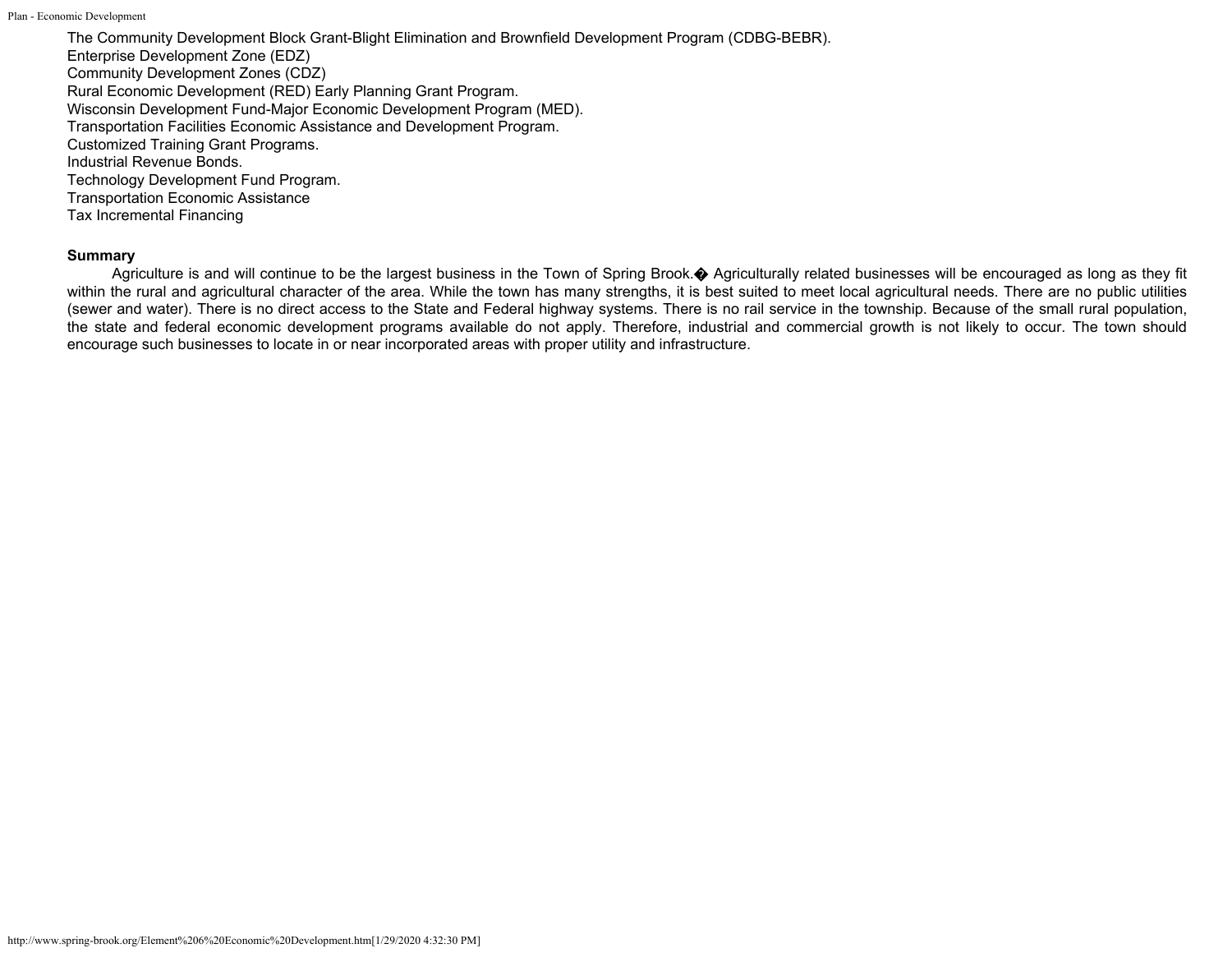The Community Development Block Grant-Blight Elimination and Brownfield Development Program (CDBG-BEBR).
Enterprise Development Zone (EDZ)
Community Development Zones (CDZ)
Rural Economic Development (RED) Early Planning Grant Program.
Wisconsin Development Fund-Major Economic Development Program (MED).
Transportation Facilities Economic Assistance and Development Program.
Customized Training Grant Programs.
Industrial Revenue Bonds.
Technology Development Fund Program.
Transportation Economic Assistance
Tax Incremental Financing

**Summary**

Agriculture is and will continue to be the largest business in the Town of Spring Brook.� Agriculturally related businesses will be encouraged as long as they fit within the rural and agricultural character of the area. While the town has many strengths, it is best suited to meet local agricultural needs. There are no public utilities (sewer and water). There is no direct access to the State and Federal highway systems. There is no rail service in the township. Because of the small rural population, the state and federal economic development programs available do not apply. Therefore, industrial and commercial growth is not likely to occur. The town should encourage such businesses to locate in or near incorporated areas with proper utility and infrastructure.